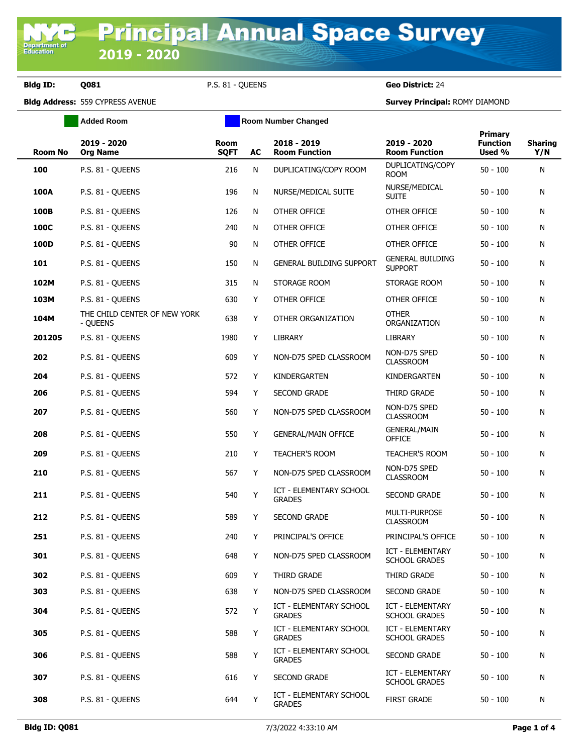# Principal Annual Space Survey
## 2019 - 2020

**Bldg ID:** Q081 P.S. 81 - QUEENS **Geo District:** 24

**Bldg Address:** 559 CYPRESS AVENUE **Survey Principal:** ROMY DIAMOND

Added Room | Room Number Changed

| Room No | 2019 - 2020 Org Name | Room SQFT | AC | 2018 - 2019 Room Function | 2019 - 2020 Room Function | Primary Function Used % | Sharing Y/N |
|---|---|---|---|---|---|---|---|
| 100 | P.S. 81 - QUEENS | 216 | N | DUPLICATING/COPY ROOM | DUPLICATING/COPY ROOM | 50 - 100 | N |
| 100A | P.S. 81 - QUEENS | 196 | N | NURSE/MEDICAL SUITE | NURSE/MEDICAL SUITE | 50 - 100 | N |
| 100B | P.S. 81 - QUEENS | 126 | N | OTHER OFFICE | OTHER OFFICE | 50 - 100 | N |
| 100C | P.S. 81 - QUEENS | 240 | N | OTHER OFFICE | OTHER OFFICE | 50 - 100 | N |
| 100D | P.S. 81 - QUEENS | 90 | N | OTHER OFFICE | OTHER OFFICE | 50 - 100 | N |
| 101 | P.S. 81 - QUEENS | 150 | N | GENERAL BUILDING SUPPORT | GENERAL BUILDING SUPPORT | 50 - 100 | N |
| 102M | P.S. 81 - QUEENS | 315 | N | STORAGE ROOM | STORAGE ROOM | 50 - 100 | N |
| 103M | P.S. 81 - QUEENS | 630 | Y | OTHER OFFICE | OTHER OFFICE | 50 - 100 | N |
| 104M | THE CHILD CENTER OF NEW YORK - QUEENS | 638 | Y | OTHER ORGANIZATION | OTHER ORGANIZATION | 50 - 100 | N |
| 201205 | P.S. 81 - QUEENS | 1980 | Y | LIBRARY | LIBRARY | 50 - 100 | N |
| 202 | P.S. 81 - QUEENS | 609 | Y | NON-D75 SPED CLASSROOM | NON-D75 SPED CLASSROOM | 50 - 100 | N |
| 204 | P.S. 81 - QUEENS | 572 | Y | KINDERGARTEN | KINDERGARTEN | 50 - 100 | N |
| 206 | P.S. 81 - QUEENS | 594 | Y | SECOND GRADE | THIRD GRADE | 50 - 100 | N |
| 207 | P.S. 81 - QUEENS | 560 | Y | NON-D75 SPED CLASSROOM | NON-D75 SPED CLASSROOM | 50 - 100 | N |
| 208 | P.S. 81 - QUEENS | 550 | Y | GENERAL/MAIN OFFICE | GENERAL/MAIN OFFICE | 50 - 100 | N |
| 209 | P.S. 81 - QUEENS | 210 | Y | TEACHER'S ROOM | TEACHER'S ROOM | 50 - 100 | N |
| 210 | P.S. 81 - QUEENS | 567 | Y | NON-D75 SPED CLASSROOM | NON-D75 SPED CLASSROOM | 50 - 100 | N |
| 211 | P.S. 81 - QUEENS | 540 | Y | ICT - ELEMENTARY SCHOOL GRADES | SECOND GRADE | 50 - 100 | N |
| 212 | P.S. 81 - QUEENS | 589 | Y | SECOND GRADE | MULTI-PURPOSE CLASSROOM | 50 - 100 | N |
| 251 | P.S. 81 - QUEENS | 240 | Y | PRINCIPAL'S OFFICE | PRINCIPAL'S OFFICE | 50 - 100 | N |
| 301 | P.S. 81 - QUEENS | 648 | Y | NON-D75 SPED CLASSROOM | ICT - ELEMENTARY SCHOOL GRADES | 50 - 100 | N |
| 302 | P.S. 81 - QUEENS | 609 | Y | THIRD GRADE | THIRD GRADE | 50 - 100 | N |
| 303 | P.S. 81 - QUEENS | 638 | Y | NON-D75 SPED CLASSROOM | SECOND GRADE | 50 - 100 | N |
| 304 | P.S. 81 - QUEENS | 572 | Y | ICT - ELEMENTARY SCHOOL GRADES | ICT - ELEMENTARY SCHOOL GRADES | 50 - 100 | N |
| 305 | P.S. 81 - QUEENS | 588 | Y | ICT - ELEMENTARY SCHOOL GRADES | ICT - ELEMENTARY SCHOOL GRADES | 50 - 100 | N |
| 306 | P.S. 81 - QUEENS | 588 | Y | ICT - ELEMENTARY SCHOOL GRADES | SECOND GRADE | 50 - 100 | N |
| 307 | P.S. 81 - QUEENS | 616 | Y | SECOND GRADE | ICT - ELEMENTARY SCHOOL GRADES | 50 - 100 | N |
| 308 | P.S. 81 - QUEENS | 644 | Y | ICT - ELEMENTARY SCHOOL GRADES | FIRST GRADE | 50 - 100 | N |

**Bldg ID: Q081** 7/3/2022 4:33:10 AM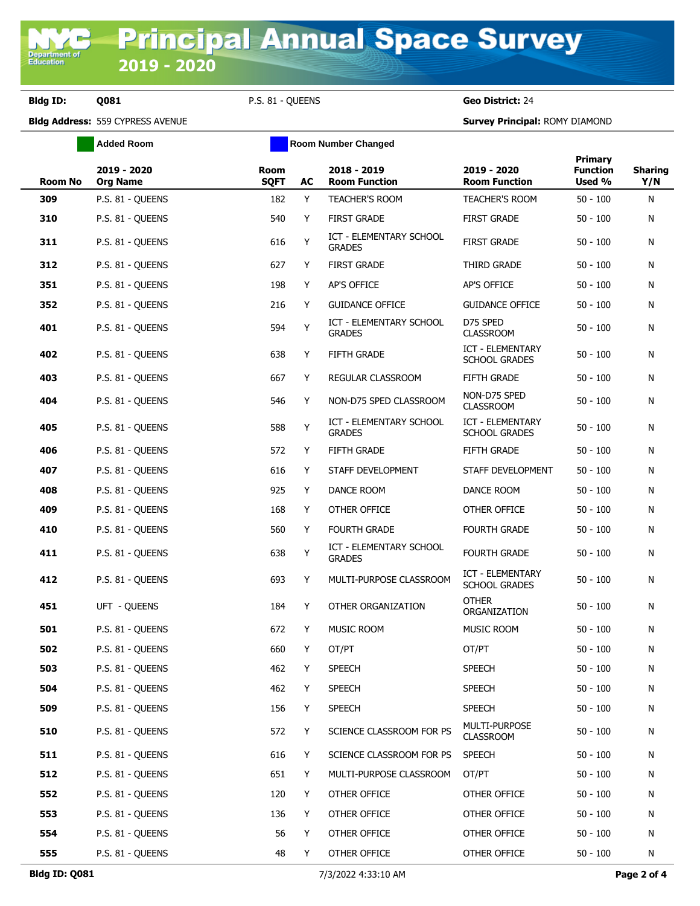# Principal Annual Space Survey 2019 - 2020

**Bldg ID:** Q081 P.S. 81 - QUEENS **Geo District:** 24

**Bldg Address:** 559 CYPRESS AVENUE **Survey Principal:** ROMY DIAMOND

Added Room | Room Number Changed

| Room No | 2019 - 2020 Org Name | Room SQFT | AC | 2018 - 2019 Room Function | 2019 - 2020 Room Function | Primary Function Used % | Sharing Y/N |
|---|---|---|---|---|---|---|---|
| 309 | P.S. 81 - QUEENS | 182 | Y | TEACHER'S ROOM | TEACHER'S ROOM | 50 - 100 | N |
| 310 | P.S. 81 - QUEENS | 540 | Y | FIRST GRADE | FIRST GRADE | 50 - 100 | N |
| 311 | P.S. 81 - QUEENS | 616 | Y | ICT - ELEMENTARY SCHOOL GRADES | FIRST GRADE | 50 - 100 | N |
| 312 | P.S. 81 - QUEENS | 627 | Y | FIRST GRADE | THIRD GRADE | 50 - 100 | N |
| 351 | P.S. 81 - QUEENS | 198 | Y | AP'S OFFICE | AP'S OFFICE | 50 - 100 | N |
| 352 | P.S. 81 - QUEENS | 216 | Y | GUIDANCE OFFICE | GUIDANCE OFFICE | 50 - 100 | N |
| 401 | P.S. 81 - QUEENS | 594 | Y | ICT - ELEMENTARY SCHOOL GRADES | D75 SPED CLASSROOM | 50 - 100 | N |
| 402 | P.S. 81 - QUEENS | 638 | Y | FIFTH GRADE | ICT - ELEMENTARY SCHOOL GRADES | 50 - 100 | N |
| 403 | P.S. 81 - QUEENS | 667 | Y | REGULAR CLASSROOM | FIFTH GRADE | 50 - 100 | N |
| 404 | P.S. 81 - QUEENS | 546 | Y | NON-D75 SPED CLASSROOM | NON-D75 SPED CLASSROOM | 50 - 100 | N |
| 405 | P.S. 81 - QUEENS | 588 | Y | ICT - ELEMENTARY SCHOOL GRADES | ICT - ELEMENTARY SCHOOL GRADES | 50 - 100 | N |
| 406 | P.S. 81 - QUEENS | 572 | Y | FIFTH GRADE | FIFTH GRADE | 50 - 100 | N |
| 407 | P.S. 81 - QUEENS | 616 | Y | STAFF DEVELOPMENT | STAFF DEVELOPMENT | 50 - 100 | N |
| 408 | P.S. 81 - QUEENS | 925 | Y | DANCE ROOM | DANCE ROOM | 50 - 100 | N |
| 409 | P.S. 81 - QUEENS | 168 | Y | OTHER OFFICE | OTHER OFFICE | 50 - 100 | N |
| 410 | P.S. 81 - QUEENS | 560 | Y | FOURTH GRADE | FOURTH GRADE | 50 - 100 | N |
| 411 | P.S. 81 - QUEENS | 638 | Y | ICT - ELEMENTARY SCHOOL GRADES | FOURTH GRADE | 50 - 100 | N |
| 412 | P.S. 81 - QUEENS | 693 | Y | MULTI-PURPOSE CLASSROOM | ICT - ELEMENTARY SCHOOL GRADES | 50 - 100 | N |
| 451 | UFT - QUEENS | 184 | Y | OTHER ORGANIZATION | OTHER ORGANIZATION | 50 - 100 | N |
| 501 | P.S. 81 - QUEENS | 672 | Y | MUSIC ROOM | MUSIC ROOM | 50 - 100 | N |
| 502 | P.S. 81 - QUEENS | 660 | Y | OT/PT | OT/PT | 50 - 100 | N |
| 503 | P.S. 81 - QUEENS | 462 | Y | SPEECH | SPEECH | 50 - 100 | N |
| 504 | P.S. 81 - QUEENS | 462 | Y | SPEECH | SPEECH | 50 - 100 | N |
| 509 | P.S. 81 - QUEENS | 156 | Y | SPEECH | SPEECH | 50 - 100 | N |
| 510 | P.S. 81 - QUEENS | 572 | Y | SCIENCE CLASSROOM FOR PS | MULTI-PURPOSE CLASSROOM | 50 - 100 | N |
| 511 | P.S. 81 - QUEENS | 616 | Y | SCIENCE CLASSROOM FOR PS | SPEECH | 50 - 100 | N |
| 512 | P.S. 81 - QUEENS | 651 | Y | MULTI-PURPOSE CLASSROOM | OT/PT | 50 - 100 | N |
| 552 | P.S. 81 - QUEENS | 120 | Y | OTHER OFFICE | OTHER OFFICE | 50 - 100 | N |
| 553 | P.S. 81 - QUEENS | 136 | Y | OTHER OFFICE | OTHER OFFICE | 50 - 100 | N |
| 554 | P.S. 81 - QUEENS | 56 | Y | OTHER OFFICE | OTHER OFFICE | 50 - 100 | N |
| 555 | P.S. 81 - QUEENS | 48 | Y | OTHER OFFICE | OTHER OFFICE | 50 - 100 | N |

**Bldg ID: Q081** 7/3/2022 4:33:10 AM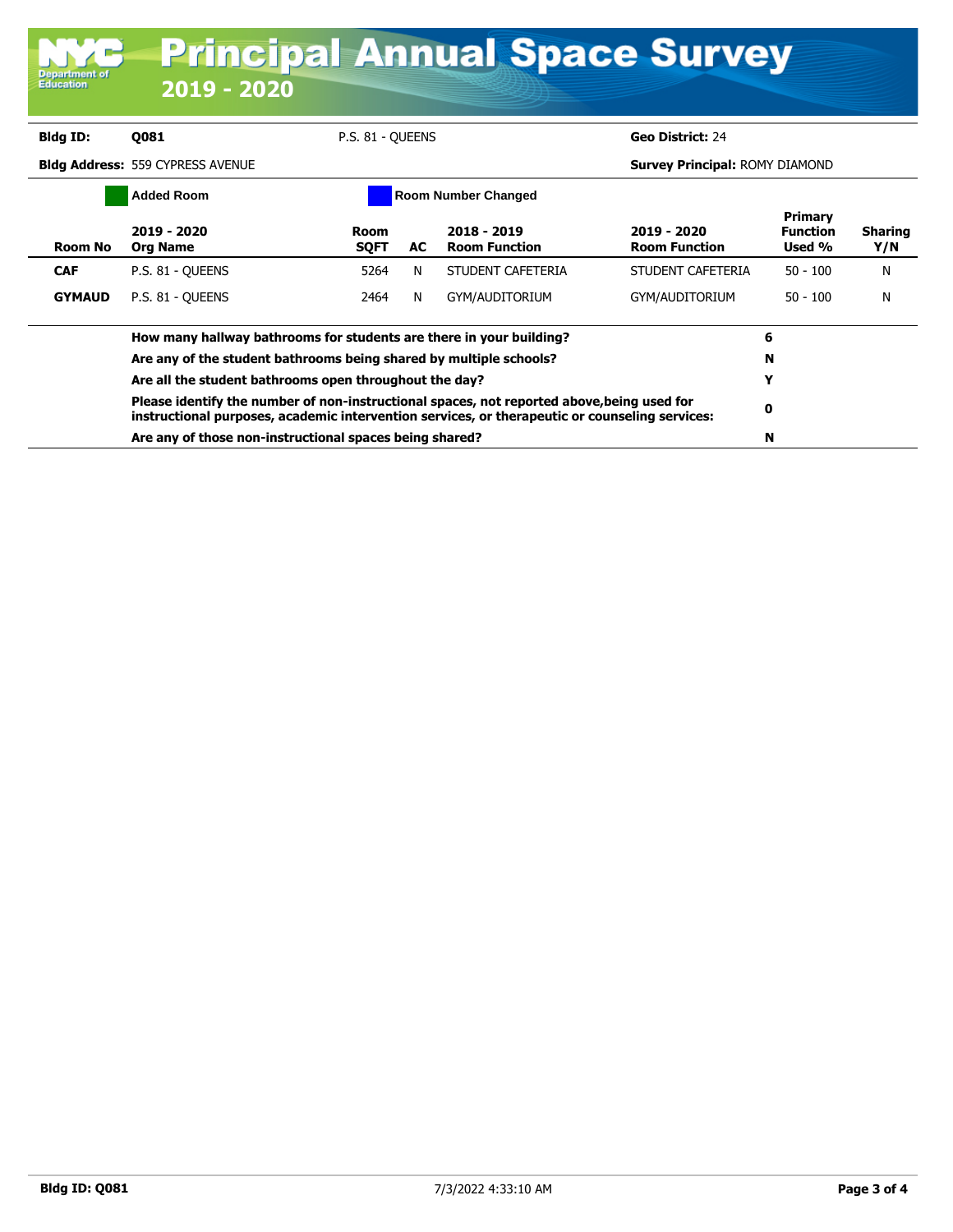# Principal Annual Space Survey

## 2019 - 2020

**Bldg ID:** Q081 | P.S. 81 - QUEENS | **Geo District:** 24

**Bldg Address:** 559 CYPRESS AVENUE | **Survey Principal:** ROMY DIAMOND

Added Room | Room Number Changed

| Room No | 2019 - 2020 Org Name | Room SQFT | AC | 2018 - 2019 Room Function | 2019 - 2020 Room Function | Primary Function Used % | Sharing Y/N |
|---|---|---|---|---|---|---|---|
| **CAF** | P.S. 81 - QUEENS | 5264 | N | STUDENT CAFETERIA | STUDENT CAFETERIA | 50 - 100 | N |
| **GYMAUD** | P.S. 81 - QUEENS | 2464 | N | GYM/AUDITORIUM | GYM/AUDITORIUM | 50 - 100 | N |

| Question | Answer |
|---|---|
| **How many hallway bathrooms for students are there in your building?** | **6** |
| **Are any of the student bathrooms being shared by multiple schools?** | **N** |
| **Are all the student bathrooms open throughout the day?** | **Y** |
| **Please identify the number of non-instructional spaces, not reported above,being used for instructional purposes, academic intervention services, or therapeutic or counseling services:** | **0** |
| **Are any of those non-instructional spaces being shared?** | **N** |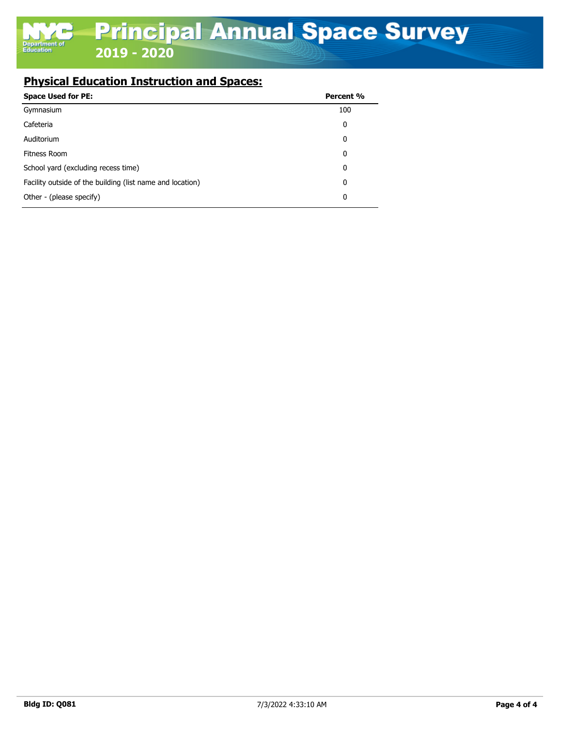## Physical Education Instruction and Spaces:

| Space Used for PE: | Percent % |
|---|---|
| Gymnasium | 100 |
| Cafeteria | 0 |
| Auditorium | 0 |
| Fitness Room | 0 |
| School yard (excluding recess time) | 0 |
| Facility outside of the building (list name and location) | 0 |
| Other - (please specify) | 0 |